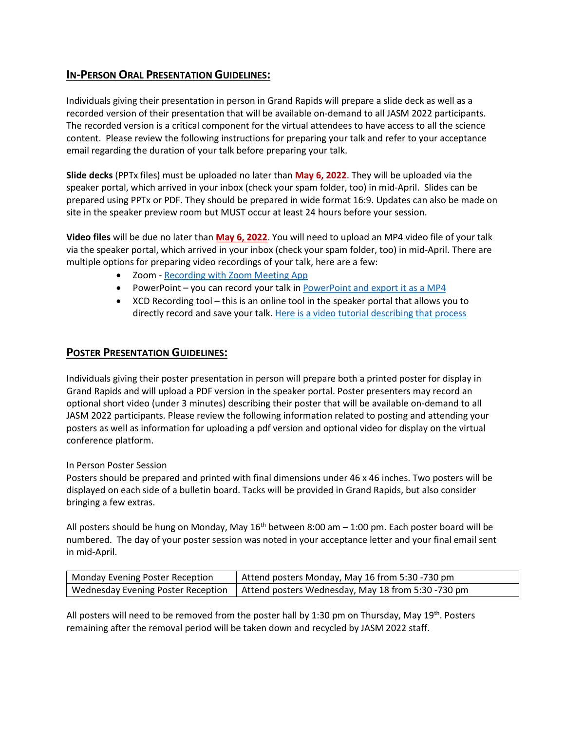## In-Person Oral Presentation Guidelines:

Individuals giving their presentation in person in Grand Rapids will prepare a slide deck as well as a recorded version of their presentation that will be available on-demand to all JASM 2022 participants. The recorded version is a critical component for the virtual attendees to have access to all the science content. Please review the following instructions for preparing your talk and refer to your acceptance email regarding the duration of your talk before preparing your talk.

**Slide decks** (PPTx files) must be uploaded no later than **May 6, 2022**. They will be uploaded via the speaker portal, which arrived in your inbox (check your spam folder, too) in mid-April. Slides can be prepared using PPTx or PDF. They should be prepared in wide format 16:9. Updates can also be made on site in the speaker preview room but MUST occur at least 24 hours before your session.

**Video files** will be due no later than **May 6, 2022**. You will need to upload an MP4 video file of your talk via the speaker portal, which arrived in your inbox (check your spam folder, too) in mid-April. There are multiple options for preparing video recordings of your talk, here are a few:

- Zoom - Recording with Zoom Meeting App
- PowerPoint – you can record your talk in PowerPoint and export it as a MP4
- XCD Recording tool – this is an online tool in the speaker portal that allows you to directly record and save your talk. Here is a video tutorial describing that process

## Poster Presentation Guidelines:

Individuals giving their poster presentation in person will prepare both a printed poster for display in Grand Rapids and will upload a PDF version in the speaker portal. Poster presenters may record an optional short video (under 3 minutes) describing their poster that will be available on-demand to all JASM 2022 participants. Please review the following information related to posting and attending your posters as well as information for uploading a pdf version and optional video for display on the virtual conference platform.

In Person Poster Session

Posters should be prepared and printed with final dimensions under 46 x 46 inches. Two posters will be displayed on each side of a bulletin board. Tacks will be provided in Grand Rapids, but also consider bringing a few extras.

All posters should be hung on Monday, May 16th between 8:00 am – 1:00 pm. Each poster board will be numbered. The day of your poster session was noted in your acceptance letter and your final email sent in mid-April.

| Monday Evening Poster Reception | Attend posters Monday, May 16 from 5:30 -730 pm |
|---|---|
| Wednesday Evening Poster Reception | Attend posters Wednesday, May 18 from 5:30 -730 pm |

All posters will need to be removed from the poster hall by 1:30 pm on Thursday, May 19th. Posters remaining after the removal period will be taken down and recycled by JASM 2022 staff.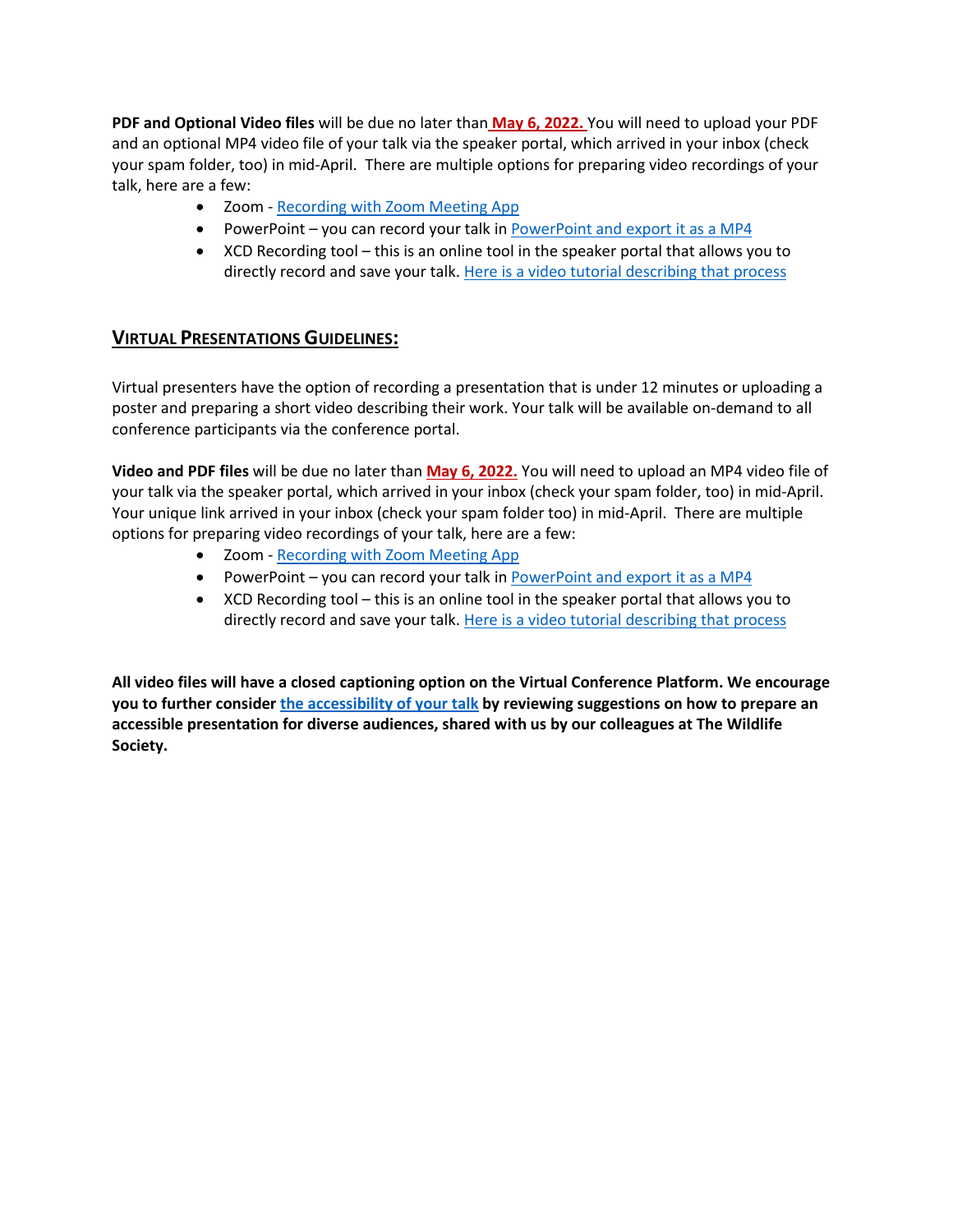**PDF and Optional Video files** will be due no later than **May 6, 2022.** You will need to upload your PDF and an optional MP4 video file of your talk via the speaker portal, which arrived in your inbox (check your spam folder, too) in mid-April. There are multiple options for preparing video recordings of your talk, here are a few:

- Zoom - Recording with Zoom Meeting App
- PowerPoint – you can record your talk in PowerPoint and export it as a MP4
- XCD Recording tool – this is an online tool in the speaker portal that allows you to directly record and save your talk. Here is a video tutorial describing that process

## VIRTUAL PRESENTATIONS GUIDELINES:

Virtual presenters have the option of recording a presentation that is under 12 minutes or uploading a poster and preparing a short video describing their work. Your talk will be available on-demand to all conference participants via the conference portal.

**Video and PDF files** will be due no later than **May 6, 2022.** You will need to upload an MP4 video file of your talk via the speaker portal, which arrived in your inbox (check your spam folder, too) in mid-April. Your unique link arrived in your inbox (check your spam folder too) in mid-April. There are multiple options for preparing video recordings of your talk, here are a few:

- Zoom - Recording with Zoom Meeting App
- PowerPoint – you can record your talk in PowerPoint and export it as a MP4
- XCD Recording tool – this is an online tool in the speaker portal that allows you to directly record and save your talk. Here is a video tutorial describing that process

**All video files will have a closed captioning option on the Virtual Conference Platform. We encourage you to further consider the accessibility of your talk by reviewing suggestions on how to prepare an accessible presentation for diverse audiences, shared with us by our colleagues at The Wildlife Society.**